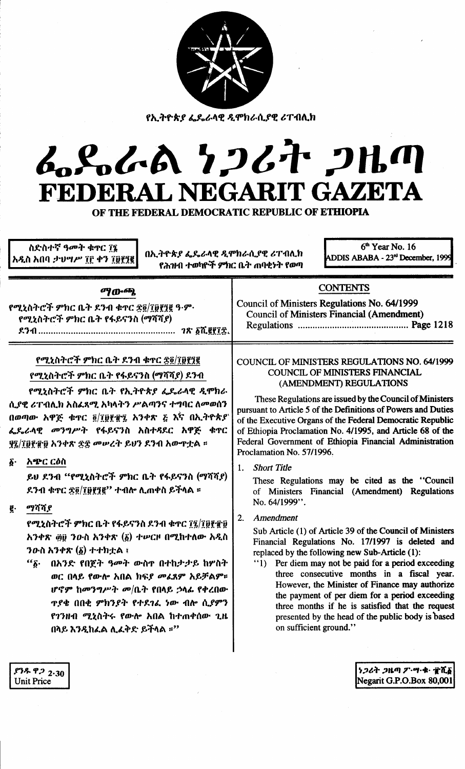የኢትዮጵያ ፌዴራላዊ ዲሞክራሲያዊ ሪፐብሊክ

# ፌዴራል ነጋሪት ጋዜጣ
# FEDERAL NEGARIT GAZETA
## OF THE FEDERAL DEMOCRATIC REPUBLIC OF ETHIOPIA

ስድስተኛ ዓመት ቁጥር ፲፮
አዲስ አበባ ታህሣሥ ፲፫ ቀን ፲፱፻፺፪

በኢትዮጵያ ፌዴራላዊ ዲሞክራሲያዊ ሪፐብሊክ የሕዝብ ተወካዮች ምክር ቤት ጠባቂነት የወጣ

6th Year No. 16
ADDIS ABABA - 23rd December, 1999

## ማውጫ

የሚኒስትሮች ምክር ቤት ደንብ ቁጥር ፷፬/፲፱፻፺፪ ዓ.ም.
የሚኒስትሮች ምክር ቤት የፋይናንስ (ማሻሻያ) ደንብ ...... ገጽ ፩ሺ፪፻፲፰

## CONTENTS

Council of Ministers Regulations No. 64/1999
Council of Ministers Financial (Amendment) Regulations ...... Page 1218

### የሚኒስትሮች ምክር ቤት ደንብ ቁጥር ፷፬/፲፱፻፺፪
### የሚኒስትሮች ምክር ቤት የፋይናንስ (ማሻሻያ) ደንብ

የሚኒስትሮች ምክር ቤት የኢትዮጵያ ፌዴራላዊ ዲሞክራሲያዊ ሪፐብሊክ አስፈጻሚ አካላትን ሥልጣንና ተግባር ለመወሰን በወጣው አዋጅ ቁጥር ፬/፲፱፻፹፯ አንቀጽ ፭ እና በኢትዮጵያ ፌዴራላዊ መንግሥት የፋይናንስ አስተዳደር አዋጅ ቁጥር ፶፯/፲፱፻፹፱ አንቀጽ ፷፰ መሠረት ይህን ደንብ አውጥቷል ።

፩· አጭር ርዕስ

ይህ ደንብ "የሚኒስትሮች ምክር ቤት የፋይናንስ (ማሻሻያ) ደንብ ቁጥር ፷፬/፲፱፻፺፪" ተብሎ ሊጠቀስ ይችላል ።

፪· ማሻሻያ

የሚኒስትሮች ምክር ቤት የፋይናንስ ደንብ ቁጥር ፲፯/፲፱፻፹፱ አንቀጽ ፴፱ ንዑስ አንቀጽ (፩) ተሠርዞ በሚከተለው አዲስ ንዑስ አንቀጽ (፩) ተተክቷል ፤

"፩· በአንድ የበጀት ዓመት ውስጥ በተከታታይ ከሦስት ወር በላይ የውሎ አበል ክፍያ መፈጸም አይቻልም። ሆኖም ከመንግሥት መ/ቤት የበላይ ኃላፊ የቀረበው ጥያቄ በበቂ ምክንያት የተደገፈ ነው ብሎ ሲያምን የገንዘብ ሚኒስትሩ የውሎ አበል ከተጠቀሰው ጊዜ በላይ እንዲከፈል ሊፈቅድ ይችላል ።"

### COUNCIL OF MINISTERS REGULATIONS NO. 64/1999
### COUNCIL OF MINISTERS FINANCIAL (AMENDMENT) REGULATIONS

These Regulations are issued by the Council of Ministers pursuant to Article 5 of the Definitions of Powers and Duties of the Executive Organs of the Federal Democratic Republic of Ethiopia Proclamation No. 4/1995, and Article 68 of the Federal Government of Ethiopia Financial Administration Proclamation No. 57/1996.

1. *Short Title*

   These Regulations may be cited as the "Council of Ministers Financial (Amendment) Regulations No. 64/1999".

2. *Amendment*

   Sub Article (1) of Article 39 of the Council of Ministers Financial Regulations No. 17/1997 is deleted and replaced by the following new Sub-Article (1):

   "1) Per diem may not be paid for a period exceeding three consecutive months in a fiscal year. However, the Minister of Finance may authorize the payment of per diem for a period exceeding three months if he is satisfied that the request presented by the head of the public body is based on sufficient ground."

ያንዱ ዋጋ 2·30
Unit Price

ነጋሪት ጋዜጣ ፖ·ሣ·ቁ· ፹ሺ፩
Negarit G.P.O.Box 80,001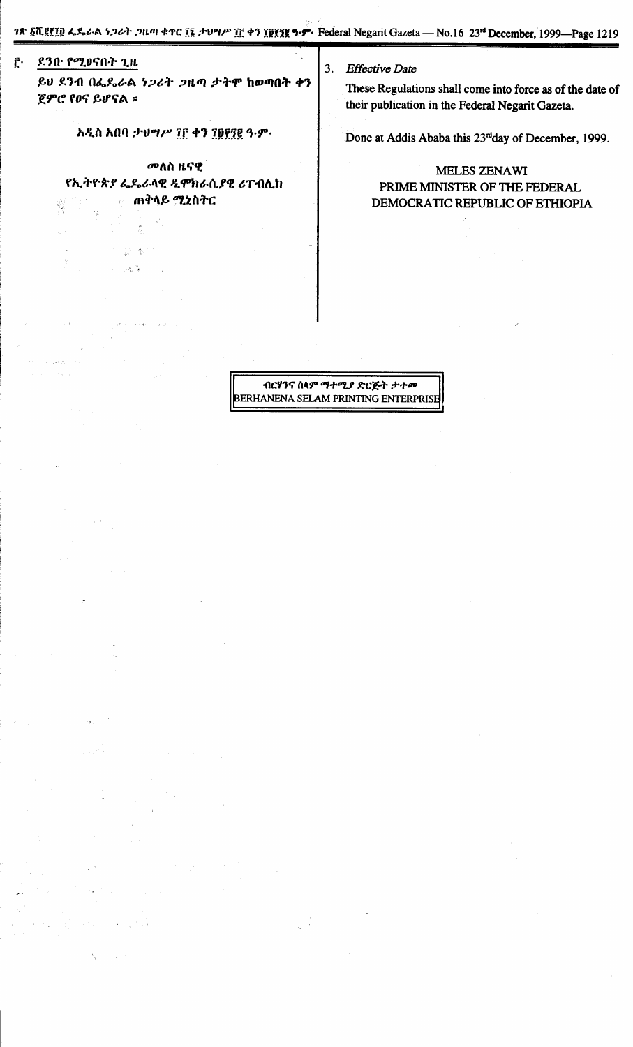፫· ደንቡ የሚፀናበት ጊዜ

ይህ ደንብ በፌዴራል ነጋሪት ጋዜጣ ታትሞ ከወጣበት ቀን ጀምሮ የፀና ይሆናል ።

አዲስ አበባ ታህሣሥ ፲፫ ቀን ፲፱፻፺፪ ዓ·ም·

መለስ ዜናዊ
የኢትዮጵያ ፌዴራላዊ ዲሞክራሲያዊ ሪፐብሊክ
ጠቅላይ ሚኒስትር

3. *Effective Date*

These Regulations shall come into force as of the date of their publication in the Federal Negarit Gazeta.

Done at Addis Ababa this 23rd day of December, 1999.

MELES ZENAWI
PRIME MINISTER OF THE FEDERAL DEMOCRATIC REPUBLIC OF ETHIOPIA

ብርሃንና ሰላም ማተሚያ ድርጅት ታተመ
BERHANENA SELAM PRINTING ENTERPRISE